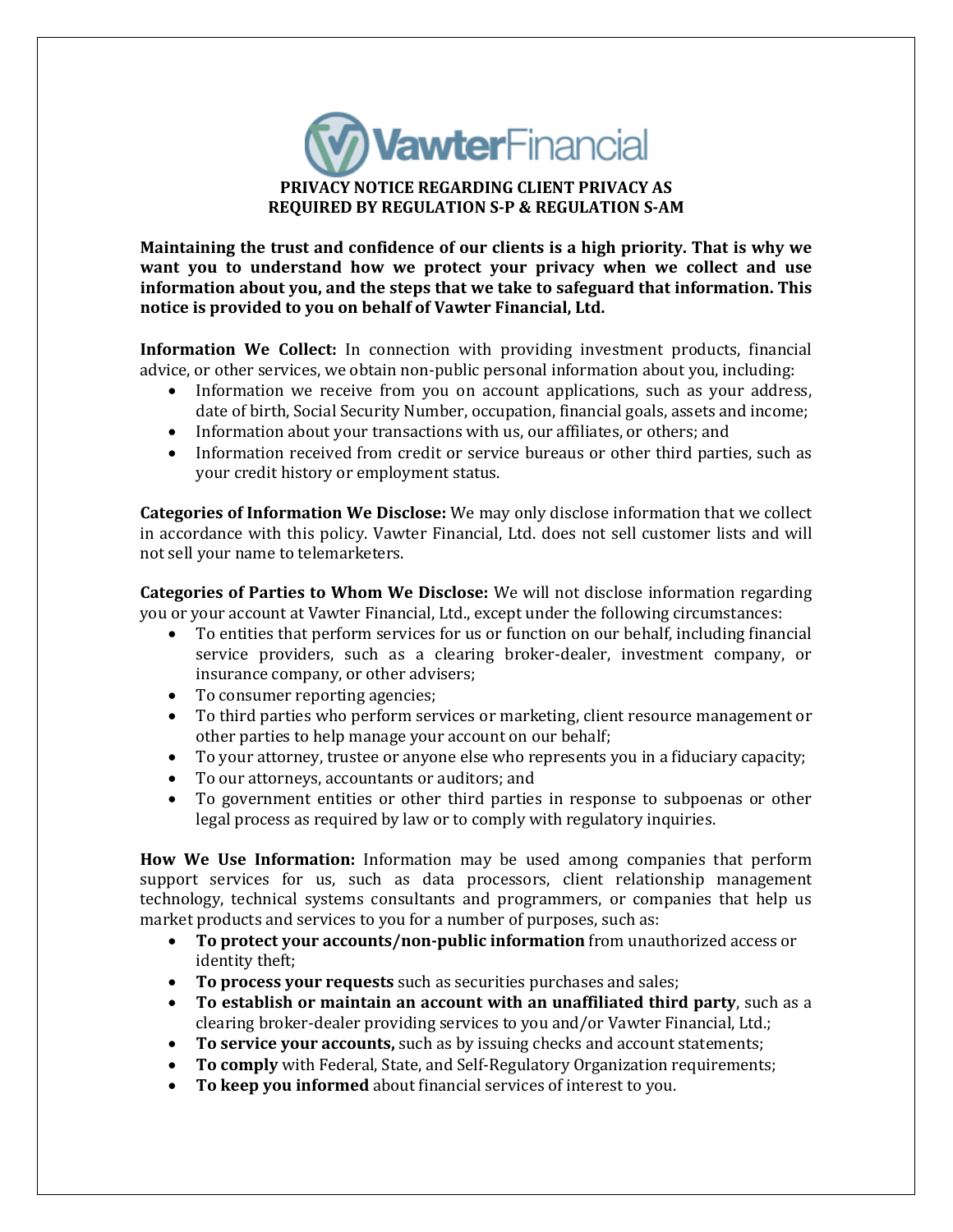VawterFinancial

# PRIVACY NOTICE REGARDING CLIENT PRIVACY AS REQUIRED BY REGULATION S-P & REGULATION S-AM

**Maintaining the trust and confidence of our clients is a high priority. That is why we want you to understand how we protect your privacy when we collect and use information about you, and the steps that we take to safeguard that information. This notice is provided to you on behalf of Vawter Financial, Ltd.**

**Information We Collect:** In connection with providing investment products, financial advice, or other services, we obtain non-public personal information about you, including:

- Information we receive from you on account applications, such as your address, date of birth, Social Security Number, occupation, financial goals, assets and income;
- Information about your transactions with us, our affiliates, or others; and
- Information received from credit or service bureaus or other third parties, such as your credit history or employment status.

**Categories of Information We Disclose:** We may only disclose information that we collect in accordance with this policy. Vawter Financial, Ltd. does not sell customer lists and will not sell your name to telemarketers.

**Categories of Parties to Whom We Disclose:** We will not disclose information regarding you or your account at Vawter Financial, Ltd., except under the following circumstances:

- To entities that perform services for us or function on our behalf, including financial service providers, such as a clearing broker-dealer, investment company, or insurance company, or other advisers;
- To consumer reporting agencies;
- To third parties who perform services or marketing, client resource management or other parties to help manage your account on our behalf;
- To your attorney, trustee or anyone else who represents you in a fiduciary capacity;
- To our attorneys, accountants or auditors; and
- To government entities or other third parties in response to subpoenas or other legal process as required by law or to comply with regulatory inquiries.

**How We Use Information:** Information may be used among companies that perform support services for us, such as data processors, client relationship management technology, technical systems consultants and programmers, or companies that help us market products and services to you for a number of purposes, such as:

- **To protect your accounts/non-public information** from unauthorized access or identity theft;
- **To process your requests** such as securities purchases and sales;
- **To establish or maintain an account with an unaffiliated third party**, such as a clearing broker-dealer providing services to you and/or Vawter Financial, Ltd.;
- **To service your accounts,** such as by issuing checks and account statements;
- **To comply** with Federal, State, and Self-Regulatory Organization requirements;
- **To keep you informed** about financial services of interest to you.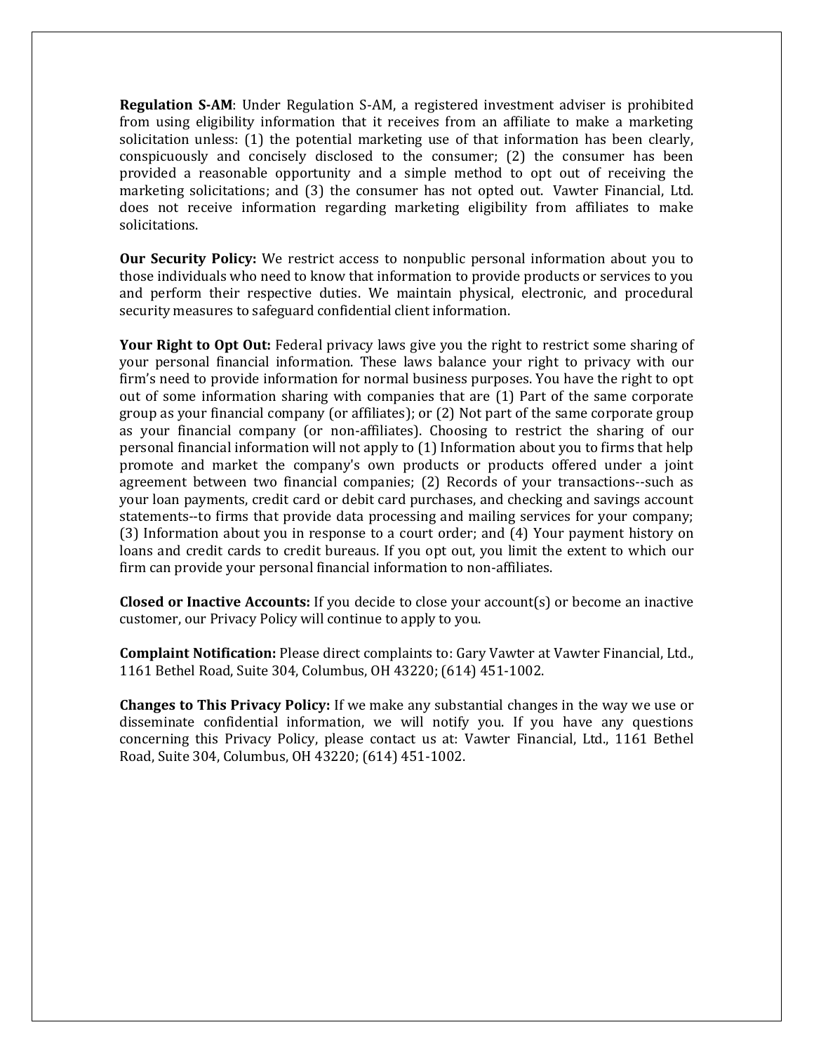**Regulation S-AM**: Under Regulation S-AM, a registered investment adviser is prohibited from using eligibility information that it receives from an affiliate to make a marketing solicitation unless: (1) the potential marketing use of that information has been clearly, conspicuously and concisely disclosed to the consumer; (2) the consumer has been provided a reasonable opportunity and a simple method to opt out of receiving the marketing solicitations; and (3) the consumer has not opted out. Vawter Financial, Ltd. does not receive information regarding marketing eligibility from affiliates to make solicitations.

**Our Security Policy:** We restrict access to nonpublic personal information about you to those individuals who need to know that information to provide products or services to you and perform their respective duties. We maintain physical, electronic, and procedural security measures to safeguard confidential client information.

**Your Right to Opt Out:** Federal privacy laws give you the right to restrict some sharing of your personal financial information. These laws balance your right to privacy with our firm's need to provide information for normal business purposes. You have the right to opt out of some information sharing with companies that are (1) Part of the same corporate group as your financial company (or affiliates); or (2) Not part of the same corporate group as your financial company (or non-affiliates). Choosing to restrict the sharing of our personal financial information will not apply to (1) Information about you to firms that help promote and market the company's own products or products offered under a joint agreement between two financial companies; (2) Records of your transactions--such as your loan payments, credit card or debit card purchases, and checking and savings account statements--to firms that provide data processing and mailing services for your company; (3) Information about you in response to a court order; and (4) Your payment history on loans and credit cards to credit bureaus. If you opt out, you limit the extent to which our firm can provide your personal financial information to non-affiliates.

**Closed or Inactive Accounts:** If you decide to close your account(s) or become an inactive customer, our Privacy Policy will continue to apply to you.

**Complaint Notification:** Please direct complaints to: Gary Vawter at Vawter Financial, Ltd., 1161 Bethel Road, Suite 304, Columbus, OH 43220; (614) 451-1002.

**Changes to This Privacy Policy:** If we make any substantial changes in the way we use or disseminate confidential information, we will notify you. If you have any questions concerning this Privacy Policy, please contact us at: Vawter Financial, Ltd., 1161 Bethel Road, Suite 304, Columbus, OH 43220; (614) 451-1002.